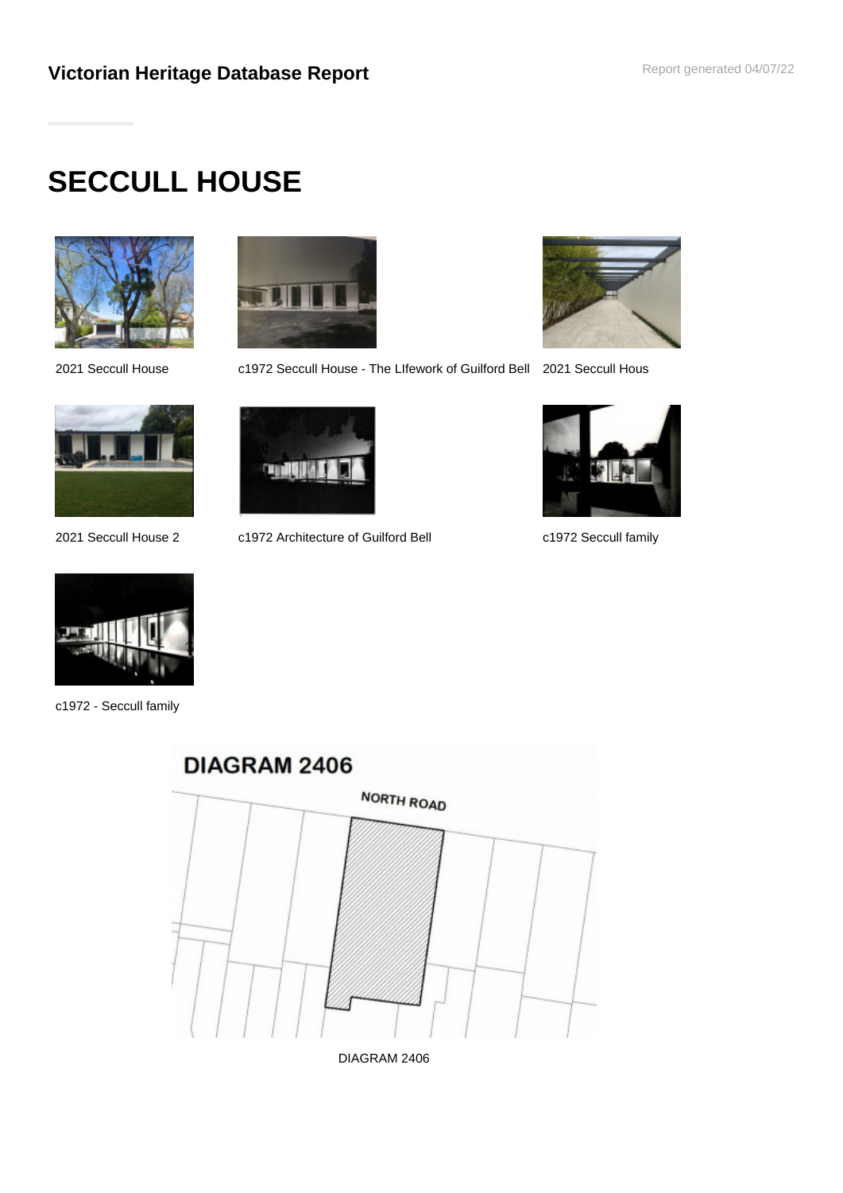**Victorian Heritage Database Report**

# SECCULL HOUSE

2021 Seccull House

c1972 Seccull House - The LIfework of Guilford Bell

2021 Seccull Hous

2021 Seccull House 2

c1972 Architecture of Guilford Bell

c1972 Seccull family

c1972 - Seccull family

DIAGRAM 2406

NORTH ROAD

DIAGRAM 2406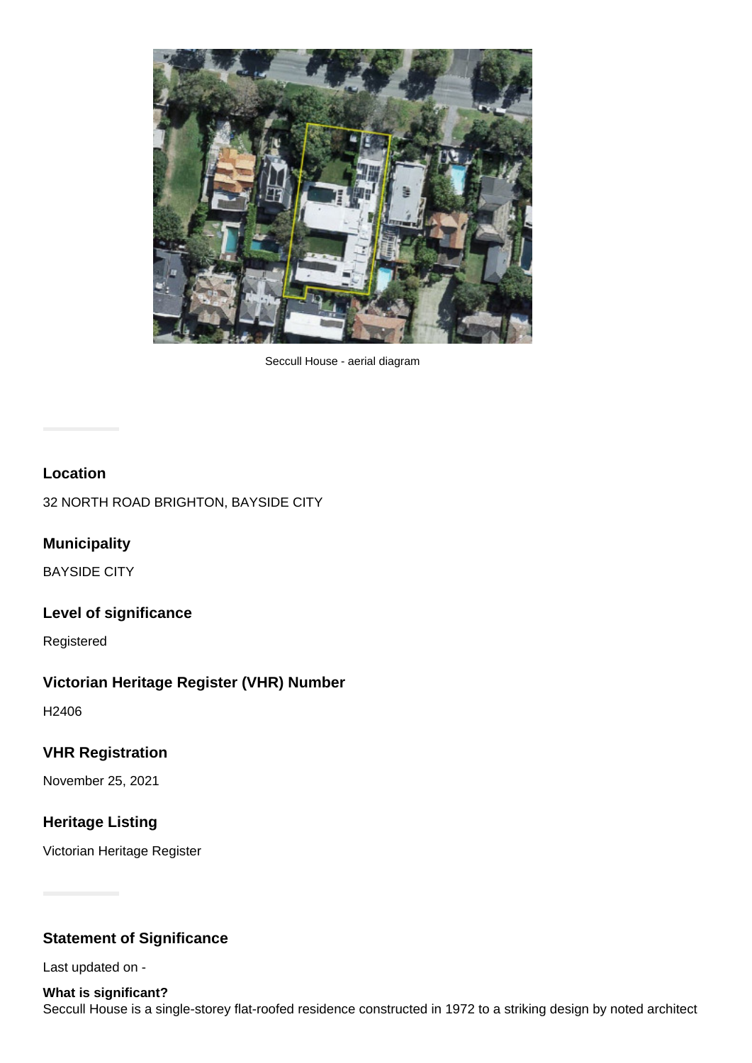Seccull House - aerial diagram

## Location

32 NORTH ROAD BRIGHTON, BAYSIDE CITY

## Municipality

BAYSIDE CITY

## Level of significance

Registered

## Victorian Heritage Register (VHR) Number

H2406

## VHR Registration

November 25, 2021

## Heritage Listing

Victorian Heritage Register

## Statement of Significance

Last updated on -

**What is significant?**
Seccull House is a single-storey flat-roofed residence constructed in 1972 to a striking design by noted architect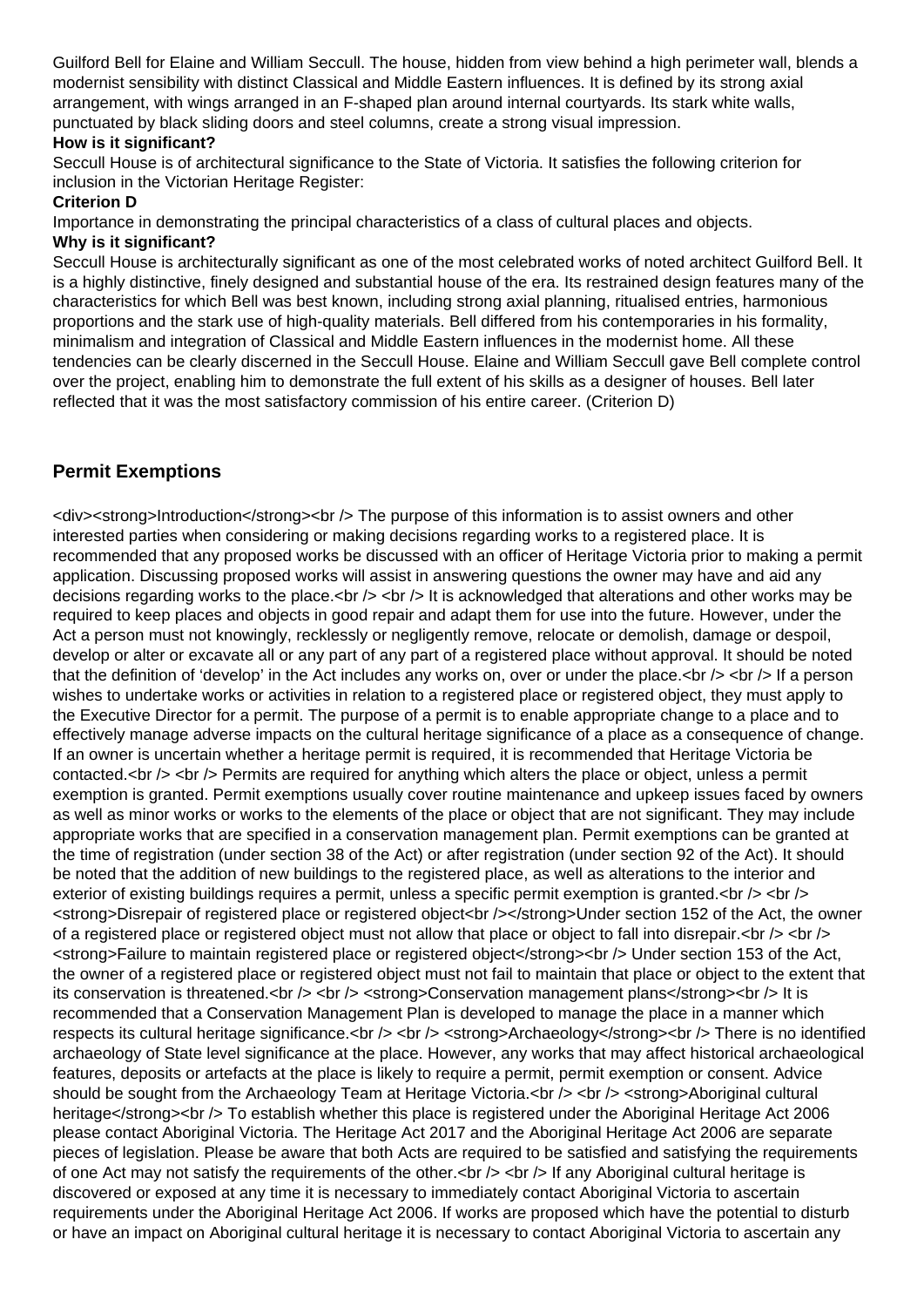Guilford Bell for Elaine and William Seccull. The house, hidden from view behind a high perimeter wall, blends a modernist sensibility with distinct Classical and Middle Eastern influences. It is defined by its strong axial arrangement, with wings arranged in an F-shaped plan around internal courtyards. Its stark white walls, punctuated by black sliding doors and steel columns, create a strong visual impression.

**How is it significant?**

Seccull House is of architectural significance to the State of Victoria. It satisfies the following criterion for inclusion in the Victorian Heritage Register:

**Criterion D**

Importance in demonstrating the principal characteristics of a class of cultural places and objects.

**Why is it significant?**

Seccull House is architecturally significant as one of the most celebrated works of noted architect Guilford Bell. It is a highly distinctive, finely designed and substantial house of the era. Its restrained design features many of the characteristics for which Bell was best known, including strong axial planning, ritualised entries, harmonious proportions and the stark use of high-quality materials. Bell differed from his contemporaries in his formality, minimalism and integration of Classical and Middle Eastern influences in the modernist home. All these tendencies can be clearly discerned in the Seccull House. Elaine and William Seccull gave Bell complete control over the project, enabling him to demonstrate the full extent of his skills as a designer of houses. Bell later reflected that it was the most satisfactory commission of his entire career. (Criterion D)

## Permit Exemptions

<div><strong>Introduction</strong><br /> The purpose of this information is to assist owners and other interested parties when considering or making decisions regarding works to a registered place. It is recommended that any proposed works be discussed with an officer of Heritage Victoria prior to making a permit application. Discussing proposed works will assist in answering questions the owner may have and aid any decisions regarding works to the place.<br /> <br /> It is acknowledged that alterations and other works may be required to keep places and objects in good repair and adapt them for use into the future. However, under the Act a person must not knowingly, recklessly or negligently remove, relocate or demolish, damage or despoil, develop or alter or excavate all or any part of any part of a registered place without approval. It should be noted that the definition of 'develop' in the Act includes any works on, over or under the place.<br /> <br /> If a person wishes to undertake works or activities in relation to a registered place or registered object, they must apply to the Executive Director for a permit. The purpose of a permit is to enable appropriate change to a place and to effectively manage adverse impacts on the cultural heritage significance of a place as a consequence of change. If an owner is uncertain whether a heritage permit is required, it is recommended that Heritage Victoria be contacted.<br /> <br /> Permits are required for anything which alters the place or object, unless a permit exemption is granted. Permit exemptions usually cover routine maintenance and upkeep issues faced by owners as well as minor works or works to the elements of the place or object that are not significant. They may include appropriate works that are specified in a conservation management plan. Permit exemptions can be granted at the time of registration (under section 38 of the Act) or after registration (under section 92 of the Act). It should be noted that the addition of new buildings to the registered place, as well as alterations to the interior and exterior of existing buildings requires a permit, unless a specific permit exemption is granted.<br /> <br /> <strong>Disrepair of registered place or registered object<br /></strong>Under section 152 of the Act, the owner of a registered place or registered object must not allow that place or object to fall into disrepair.<br /> <br /> <strong>Failure to maintain registered place or registered object</strong><br /> Under section 153 of the Act, the owner of a registered place or registered object must not fail to maintain that place or object to the extent that its conservation is threatened.<br /> <br /> <strong>Conservation management plans</strong><br /> It is recommended that a Conservation Management Plan is developed to manage the place in a manner which respects its cultural heritage significance.<br /> <br /> <strong>Archaeology</strong><br /> There is no identified archaeology of State level significance at the place. However, any works that may affect historical archaeological features, deposits or artefacts at the place is likely to require a permit, permit exemption or consent. Advice should be sought from the Archaeology Team at Heritage Victoria.<br /> <br /> <strong>Aboriginal cultural heritage</strong><br /> To establish whether this place is registered under the Aboriginal Heritage Act 2006 please contact Aboriginal Victoria. The Heritage Act 2017 and the Aboriginal Heritage Act 2006 are separate pieces of legislation. Please be aware that both Acts are required to be satisfied and satisfying the requirements of one Act may not satisfy the requirements of the other.<br /> <br /> If any Aboriginal cultural heritage is discovered or exposed at any time it is necessary to immediately contact Aboriginal Victoria to ascertain requirements under the Aboriginal Heritage Act 2006. If works are proposed which have the potential to disturb or have an impact on Aboriginal cultural heritage it is necessary to contact Aboriginal Victoria to ascertain any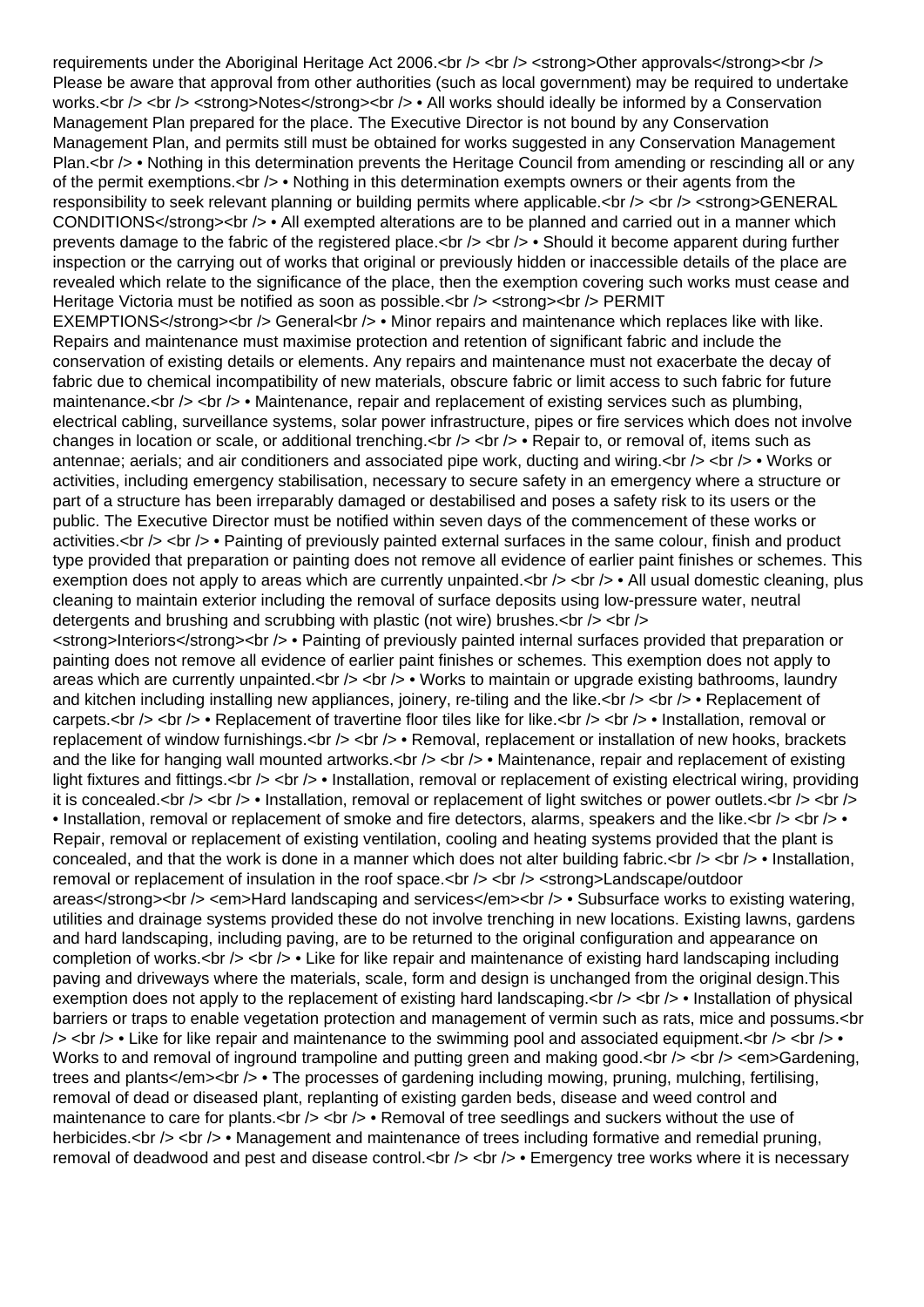requirements under the Aboriginal Heritage Act 2006.

**Other approvals**

Please be aware that approval from other authorities (such as local government) may be required to undertake works.

**Notes**

- All works should ideally be informed by a Conservation Management Plan prepared for the place. The Executive Director is not bound by any Conservation Management Plan, and permits still must be obtained for works suggested in any Conservation Management Plan.
- Nothing in this determination prevents the Heritage Council from amending or rescinding all or any of the permit exemptions.
- Nothing in this determination exempts owners or their agents from the responsibility to seek relevant planning or building permits where applicable.

**GENERAL CONDITIONS**

- All exempted alterations are to be planned and carried out in a manner which prevents damage to the fabric of the registered place.
- Should it become apparent during further inspection or the carrying out of works that original or previously hidden or inaccessible details of the place are revealed which relate to the significance of the place, then the exemption covering such works must cease and Heritage Victoria must be notified as soon as possible.

**PERMIT EXEMPTIONS**

General

- Minor repairs and maintenance which replaces like with like. Repairs and maintenance must maximise protection and retention of significant fabric and include the conservation of existing details or elements. Any repairs and maintenance must not exacerbate the decay of fabric due to chemical incompatibility of new materials, obscure fabric or limit access to such fabric for future maintenance.
- Maintenance, repair and replacement of existing services such as plumbing, electrical cabling, surveillance systems, solar power infrastructure, pipes or fire services which does not involve changes in location or scale, or additional trenching.
- Repair to, or removal of, items such as antennae; aerials; and air conditioners and associated pipe work, ducting and wiring.
- Works or activities, including emergency stabilisation, necessary to secure safety in an emergency where a structure or part of a structure has been irreparably damaged or destabilised and poses a safety risk to its users or the public. The Executive Director must be notified within seven days of the commencement of these works or activities.
- Painting of previously painted external surfaces in the same colour, finish and product type provided that preparation or painting does not remove all evidence of earlier paint finishes or schemes. This exemption does not apply to areas which are currently unpainted.
- All usual domestic cleaning, plus cleaning to maintain exterior including the removal of surface deposits using low-pressure water, neutral detergents and brushing and scrubbing with plastic (not wire) brushes.

**Interiors**

- Painting of previously painted internal surfaces provided that preparation or painting does not remove all evidence of earlier paint finishes or schemes. This exemption does not apply to areas which are currently unpainted.
- Works to maintain or upgrade existing bathrooms, laundry and kitchen including installing new appliances, joinery, re-tiling and the like.
- Replacement of carpets.
- Replacement of travertine floor tiles like for like.
- Installation, removal or replacement of window furnishings.
- Removal, replacement or installation of new hooks, brackets and the like for hanging wall mounted artworks.
- Maintenance, repair and replacement of existing light fixtures and fittings.
- Installation, removal or replacement of existing electrical wiring, providing it is concealed.
- Installation, removal or replacement of light switches or power outlets.
- Installation, removal or replacement of smoke and fire detectors, alarms, speakers and the like.
- Repair, removal or replacement of existing ventilation, cooling and heating systems provided that the plant is concealed, and that the work is done in a manner which does not alter building fabric.
- Installation, removal or replacement of insulation in the roof space.

**Landscape/outdoor areas**

*Hard landscaping and services*

- Subsurface works to existing watering, utilities and drainage systems provided these do not involve trenching in new locations. Existing lawns, gardens and hard landscaping, including paving, are to be returned to the original configuration and appearance on completion of works.
- Like for like repair and maintenance of existing hard landscaping including paving and driveways where the materials, scale, form and design is unchanged from the original design.This exemption does not apply to the replacement of existing hard landscaping.
- Installation of physical barriers or traps to enable vegetation protection and management of vermin such as rats, mice and possums.
- Like for like repair and maintenance to the swimming pool and associated equipment.
- Works to and removal of inground trampoline and putting green and making good.

*Gardening, trees and plants*

- The processes of gardening including mowing, pruning, mulching, fertilising, removal of dead or diseased plant, replanting of existing garden beds, disease and weed control and maintenance to care for plants.
- Removal of tree seedlings and suckers without the use of herbicides.
- Management and maintenance of trees including formative and remedial pruning, removal of deadwood and pest and disease control.
- Emergency tree works where it is necessary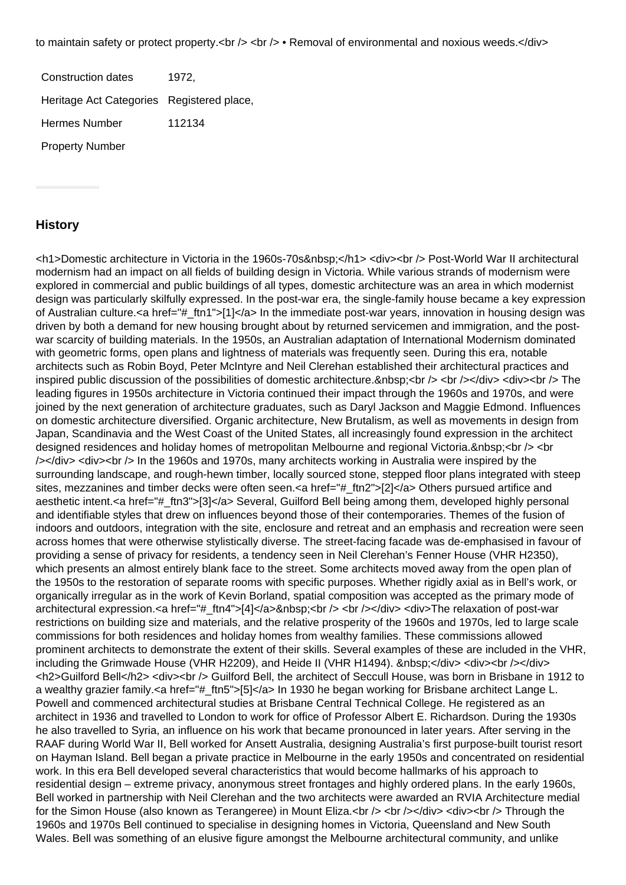to maintain safety or protect property.<br /> <br /> • Removal of environmental and noxious weeds.</div>

| Construction dates | 1972, |
|---|---|
| Heritage Act Categories | Registered place, |
| Hermes Number | 112134 |
| Property Number | |

## History

<h1>Domestic architecture in Victoria in the 1960s-70s&nbsp;</h1> <div><br /> Post-World War II architectural modernism had an impact on all fields of building design in Victoria. While various strands of modernism were explored in commercial and public buildings of all types, domestic architecture was an area in which modernist design was particularly skilfully expressed. In the post-war era, the single-family house became a key expression of Australian culture.<a href="#_ftn1">[1]</a> In the immediate post-war years, innovation in housing design was driven by both a demand for new housing brought about by returned servicemen and immigration, and the post-war scarcity of building materials. In the 1950s, an Australian adaptation of International Modernism dominated with geometric forms, open plans and lightness of materials was frequently seen. During this era, notable architects such as Robin Boyd, Peter McIntyre and Neil Clerehan established their architectural practices and inspired public discussion of the possibilities of domestic architecture.&nbsp;<br /> <br /></div> <div><br /> The leading figures in 1950s architecture in Victoria continued their impact through the 1960s and 1970s, and were joined by the next generation of architecture graduates, such as Daryl Jackson and Maggie Edmond. Influences on domestic architecture diversified. Organic architecture, New Brutalism, as well as movements in design from Japan, Scandinavia and the West Coast of the United States, all increasingly found expression in the architect designed residences and holiday homes of metropolitan Melbourne and regional Victoria.&nbsp;<br /> <br /></div> <div><br /> In the 1960s and 1970s, many architects working in Australia were inspired by the surrounding landscape, and rough-hewn timber, locally sourced stone, stepped floor plans integrated with steep sites, mezzanines and timber decks were often seen.<a href="#_ftn2">[2]</a> Others pursued artifice and aesthetic intent.<a href="#_ftn3">[3]</a> Several, Guilford Bell being among them, developed highly personal and identifiable styles that drew on influences beyond those of their contemporaries. Themes of the fusion of indoors and outdoors, integration with the site, enclosure and retreat and an emphasis and recreation were seen across homes that were otherwise stylistically diverse. The street-facing facade was de-emphasised in favour of providing a sense of privacy for residents, a tendency seen in Neil Clerehan's Fenner House (VHR H2350), which presents an almost entirely blank face to the street. Some architects moved away from the open plan of the 1950s to the restoration of separate rooms with specific purposes. Whether rigidly axial as in Bell's work, or organically irregular as in the work of Kevin Borland, spatial composition was accepted as the primary mode of architectural expression.<a href="#_ftn4">[4]</a>&nbsp;<br /> <br /></div> <div>The relaxation of post-war restrictions on building size and materials, and the relative prosperity of the 1960s and 1970s, led to large scale commissions for both residences and holiday homes from wealthy families. These commissions allowed prominent architects to demonstrate the extent of their skills. Several examples of these are included in the VHR, including the Grimwade House (VHR H2209), and Heide II (VHR H1494). &nbsp;</div> <div><br /></div> <h2>Guilford Bell</h2> <div><br /> Guilford Bell, the architect of Seccull House, was born in Brisbane in 1912 to a wealthy grazier family.<a href="#_ftn5">[5]</a> In 1930 he began working for Brisbane architect Lange L. Powell and commenced architectural studies at Brisbane Central Technical College. He registered as an architect in 1936 and travelled to London to work for office of Professor Albert E. Richardson. During the 1930s he also travelled to Syria, an influence on his work that became pronounced in later years. After serving in the RAAF during World War II, Bell worked for Ansett Australia, designing Australia's first purpose-built tourist resort on Hayman Island. Bell began a private practice in Melbourne in the early 1950s and concentrated on residential work. In this era Bell developed several characteristics that would become hallmarks of his approach to residential design – extreme privacy, anonymous street frontages and highly ordered plans. In the early 1960s, Bell worked in partnership with Neil Clerehan and the two architects were awarded an RVIA Architecture medial for the Simon House (also known as Terangeree) in Mount Eliza.<br /> <br /></div> <div><br /> Through the 1960s and 1970s Bell continued to specialise in designing homes in Victoria, Queensland and New South Wales. Bell was something of an elusive figure amongst the Melbourne architectural community, and unlike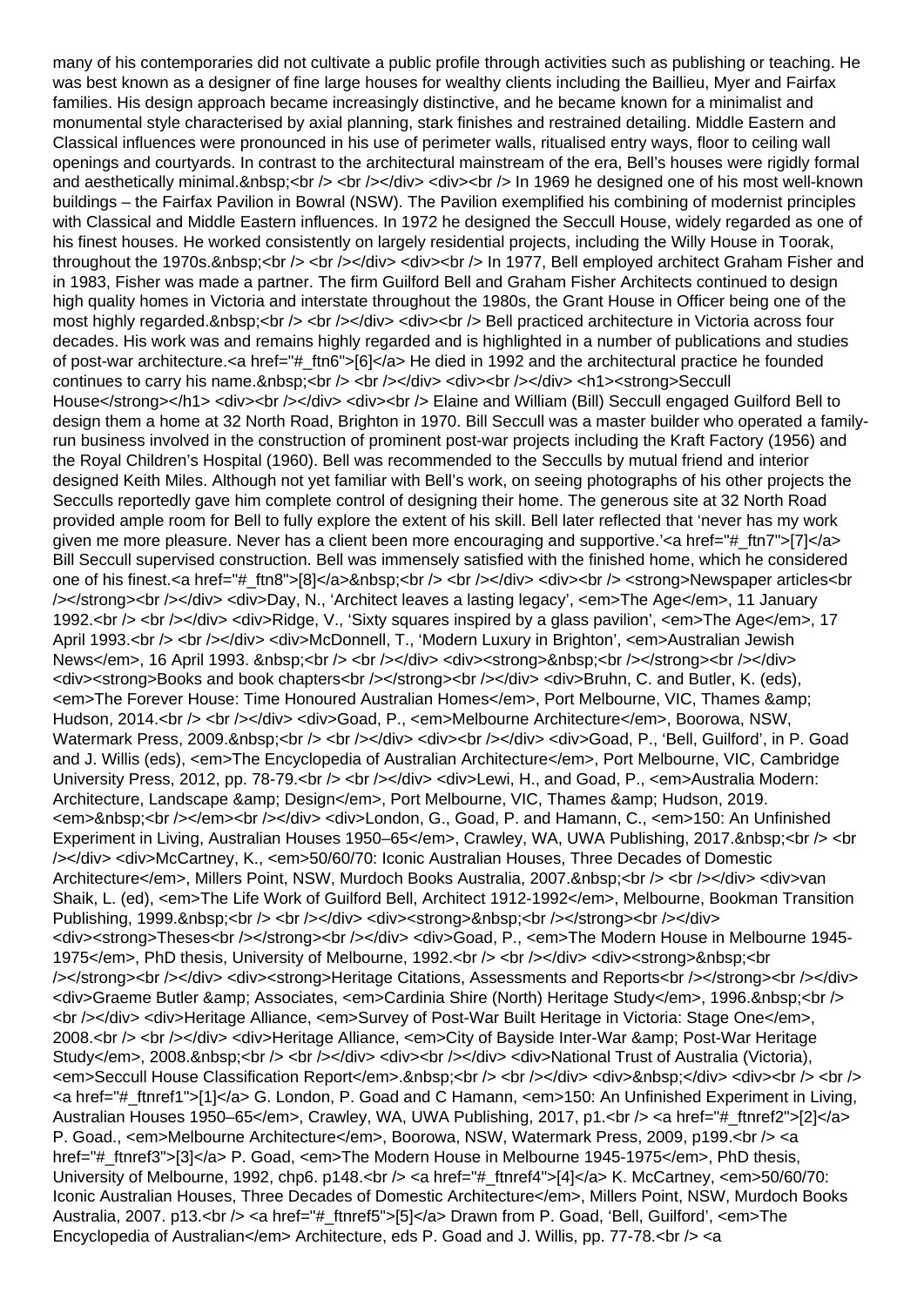many of his contemporaries did not cultivate a public profile through activities such as publishing or teaching. He was best known as a designer of fine large houses for wealthy clients including the Baillieu, Myer and Fairfax families. His design approach became increasingly distinctive, and he became known for a minimalist and monumental style characterised by axial planning, stark finishes and restrained detailing. Middle Eastern and Classical influences were pronounced in his use of perimeter walls, ritualised entry ways, floor to ceiling wall openings and courtyards. In contrast to the architectural mainstream of the era, Bell's houses were rigidly formal and aesthetically minimal.&nbsp;<br /> <br /></div> <div><br /> In 1969 he designed one of his most well-known buildings – the Fairfax Pavilion in Bowral (NSW). The Pavilion exemplified his combining of modernist principles with Classical and Middle Eastern influences. In 1972 he designed the Seccull House, widely regarded as one of his finest houses. He worked consistently on largely residential projects, including the Willy House in Toorak, throughout the 1970s.&nbsp;<br /> <br /></div> <div><br /> In 1977, Bell employed architect Graham Fisher and in 1983, Fisher was made a partner. The firm Guilford Bell and Graham Fisher Architects continued to design high quality homes in Victoria and interstate throughout the 1980s, the Grant House in Officer being one of the most highly regarded.&nbsp;<br /> <br /></div> <div><br /> Bell practiced architecture in Victoria across four decades. His work was and remains highly regarded and is highlighted in a number of publications and studies of post-war architecture.<a href="#_ftn6">[6]</a> He died in 1992 and the architectural practice he founded continues to carry his name.&nbsp;<br /> <br /></div> <div><br /></div> <h1><strong>Seccull House</strong></h1> <div><br /></div> <div><br /> Elaine and William (Bill) Seccull engaged Guilford Bell to design them a home at 32 North Road, Brighton in 1970. Bill Seccull was a master builder who operated a family-run business involved in the construction of prominent post-war projects including the Kraft Factory (1956) and the Royal Children's Hospital (1960). Bell was recommended to the Secculls by mutual friend and interior designed Keith Miles. Although not yet familiar with Bell's work, on seeing photographs of his other projects the Secculls reportedly gave him complete control of designing their home. The generous site at 32 North Road provided ample room for Bell to fully explore the extent of his skill. Bell later reflected that 'never has my work given me more pleasure. Never has a client been more encouraging and supportive.'<a href="#_ftn7">[7]</a> Bill Seccull supervised construction. Bell was immensely satisfied with the finished home, which he considered one of his finest.<a href="#_ftn8">[8]</a>&nbsp;<br /> <br /></div> <div><br /> <strong>Newspaper articles<br /></strong><br /></div> <div>Day, N., 'Architect leaves a lasting legacy', <em>The Age</em>, 11 January 1992.<br /> <br /></div> <div>Ridge, V., 'Sixty squares inspired by a glass pavilion', <em>The Age</em>, 17 April 1993.<br /> <br /></div> <div>McDonnell, T., 'Modern Luxury in Brighton', <em>Australian Jewish News</em>, 16 April 1993. &nbsp;<br /> <br /></div> <div><strong>&nbsp;<br /></strong><br /></div> <div><strong>Books and book chapters<br /></strong><br /></div> <div>Bruhn, C. and Butler, K. (eds), <em>The Forever House: Time Honoured Australian Homes</em>, Port Melbourne, VIC, Thames &amp; Hudson, 2014.<br /> <br /></div> <div>Goad, P., <em>Melbourne Architecture</em>, Boorowa, NSW, Watermark Press, 2009.&nbsp;<br /> <br /></div> <div><br /></div> <div>Goad, P., 'Bell, Guilford', in P. Goad and J. Willis (eds), <em>The Encyclopedia of Australian Architecture</em>, Port Melbourne, VIC, Cambridge University Press, 2012, pp. 78-79.<br /> <br /></div> <div>Lewi, H., and Goad, P., <em>Australia Modern: Architecture, Landscape &amp; Design</em>, Port Melbourne, VIC, Thames &amp; Hudson, 2019. <em>&nbsp;<br /></em><br /></div> <div>London, G., Goad, P. and Hamann, C., <em>150: An Unfinished Experiment in Living, Australian Houses 1950–65</em>, Crawley, WA, UWA Publishing, 2017.&nbsp;<br /> <br /></div> <div>McCartney, K., <em>50/60/70: Iconic Australian Houses, Three Decades of Domestic Architecture</em>, Millers Point, NSW, Murdoch Books Australia, 2007.&nbsp;<br /> <br /></div> <div>van Shaik, L. (ed), <em>The Life Work of Guilford Bell, Architect 1912-1992</em>, Melbourne, Bookman Transition Publishing, 1999.&nbsp;<br /> <br /></div> <div><strong>&nbsp;<br /></strong><br /></div> <div><strong>Theses<br /></strong><br /></div> <div>Goad, P., <em>The Modern House in Melbourne 1945-1975</em>, PhD thesis, University of Melbourne, 1992.<br /> <br /></div> <div><strong>&nbsp;<br /></strong><br /></div> <div><strong>Heritage Citations, Assessments and Reports<br /></strong><br /></div> <div>Graeme Butler &amp; Associates, <em>Cardinia Shire (North) Heritage Study</em>, 1996.&nbsp;<br /> <br /></div> <div>Heritage Alliance, <em>Survey of Post-War Built Heritage in Victoria: Stage One</em>, 2008.<br /> <br /></div> <div>Heritage Alliance, <em>City of Bayside Inter-War &amp; Post-War Heritage Study</em>, 2008.&nbsp;<br /> <br /></div> <div><br /></div> <div>National Trust of Australia (Victoria), <em>Seccull House Classification Report</em>.&nbsp;<br /> <br /></div> <div>&nbsp;</div> <div><br /> <br /> <a href="#_ftnref1">[1]</a> G. London, P. Goad and C Hamann, <em>150: An Unfinished Experiment in Living, Australian Houses 1950–65</em>, Crawley, WA, UWA Publishing, 2017, p1.<br /> <a href="#_ftnref2">[2]</a> P. Goad., <em>Melbourne Architecture</em>, Boorowa, NSW, Watermark Press, 2009, p199.<br /> <a href="#_ftnref3">[3]</a> P. Goad, <em>The Modern House in Melbourne 1945-1975</em>, PhD thesis, University of Melbourne, 1992, chp6. p148.<br /> <a href="#_ftnref4">[4]</a> K. McCartney, <em>50/60/70: Iconic Australian Houses, Three Decades of Domestic Architecture</em>, Millers Point, NSW, Murdoch Books Australia, 2007. p13.<br /> <a href="#_ftnref5">[5]</a> Drawn from P. Goad, 'Bell, Guilford', <em>The Encyclopedia of Australian</em> Architecture, eds P. Goad and J. Willis, pp. 77-78.<br /> <a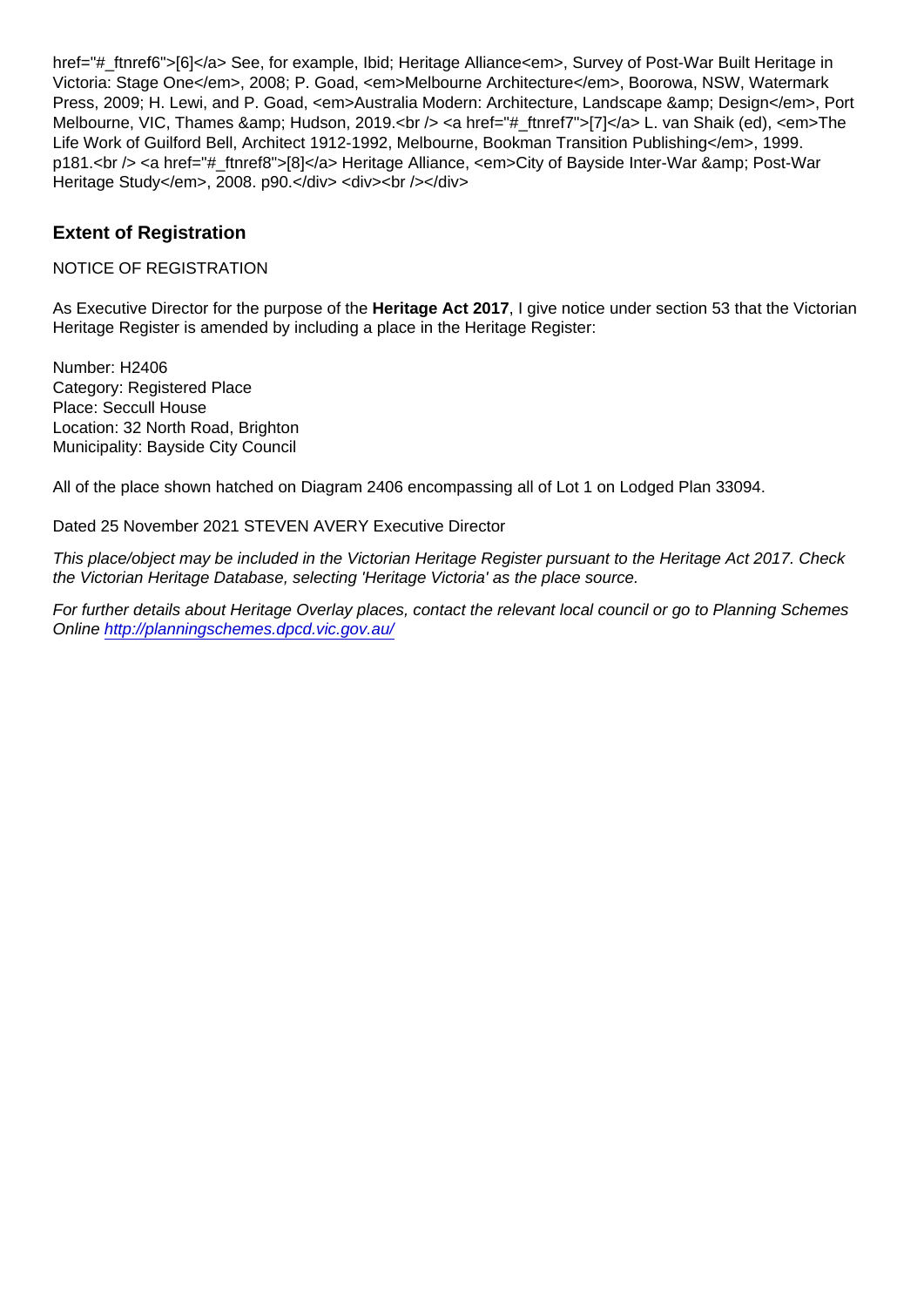href="#_ftnref6">[6]</a> See, for example, Ibid; Heritage Alliance<em>, Survey of Post-War Built Heritage in Victoria: Stage One</em>, 2008; P. Goad, <em>Melbourne Architecture</em>, Boorowa, NSW, Watermark Press, 2009; H. Lewi, and P. Goad, <em>Australia Modern: Architecture, Landscape &amp; Design</em>, Port Melbourne, VIC, Thames &amp; Hudson, 2019.<br /> <a href="#_ftnref7">[7]</a> L. van Shaik (ed), <em>The Life Work of Guilford Bell, Architect 1912-1992, Melbourne, Bookman Transition Publishing</em>, 1999. p181.<br /> <a href="#_ftnref8">[8]</a> Heritage Alliance, <em>City of Bayside Inter-War &amp; Post-War Heritage Study</em>, 2008. p90.</div> <div><br /></div>

## Extent of Registration

NOTICE OF REGISTRATION

As Executive Director for the purpose of the **Heritage Act 2017**, I give notice under section 53 that the Victorian Heritage Register is amended by including a place in the Heritage Register:

Number: H2406
Category: Registered Place
Place: Seccull House
Location: 32 North Road, Brighton
Municipality: Bayside City Council

All of the place shown hatched on Diagram 2406 encompassing all of Lot 1 on Lodged Plan 33094.

Dated 25 November 2021 STEVEN AVERY Executive Director

*This place/object may be included in the Victorian Heritage Register pursuant to the Heritage Act 2017. Check the Victorian Heritage Database, selecting 'Heritage Victoria' as the place source.*

*For further details about Heritage Overlay places, contact the relevant local council or go to Planning Schemes Online [http://planningschemes.dpcd.vic.gov.au/](http://planningschemes.dpcd.vic.gov.au/)*